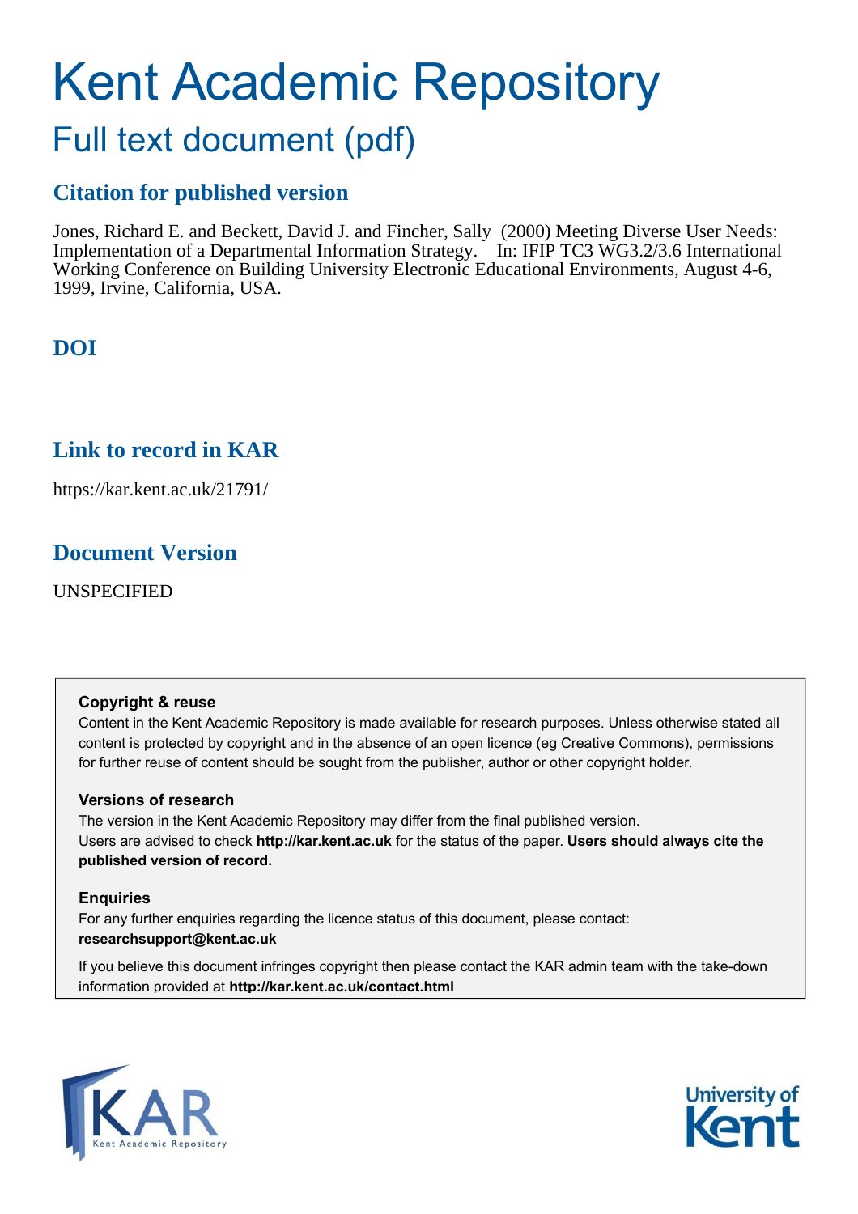# Kent Academic Repository

## Full text document (pdf)

## Citation for published version

Jones, Richard E. and Beckett, David J. and Fincher, Sally (2000) Meeting Diverse User Needs: Implementation of a Departmental Information Strategy. In: IFIP TC3 WG3.2/3.6 International Working Conference on Building University Electronic Educational Environments, August 4-6, 1999, Irvine, California, USA.

## DOI

## Link to record in KAR

https://kar.kent.ac.uk/21791/

## Document Version

UNSPECIFIED

**Copyright & reuse**

Content in the Kent Academic Repository is made available for research purposes. Unless otherwise stated all content is protected by copyright and in the absence of an open licence (eg Creative Commons), permissions for further reuse of content should be sought from the publisher, author or other copyright holder.

**Versions of research**

The version in the Kent Academic Repository may differ from the final published version. Users are advised to check **http://kar.kent.ac.uk** for the status of the paper. **Users should always cite the published version of record.**

**Enquiries**

For any further enquiries regarding the licence status of this document, please contact: **researchsupport@kent.ac.uk**

If you believe this document infringes copyright then please contact the KAR admin team with the take-down information provided at **http://kar.kent.ac.uk/contact.html**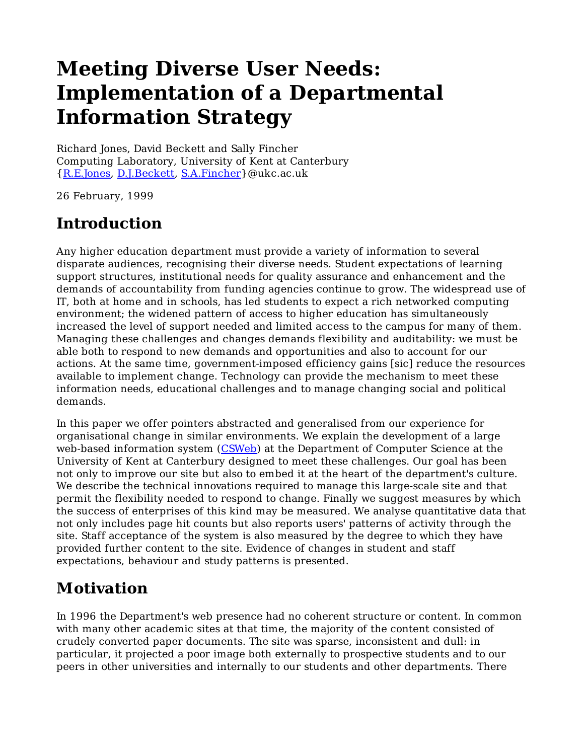# Meeting Diverse User Needs: Implementation of a Departmental Information Strategy

Richard Jones, David Beckett and Sally Fincher
Computing Laboratory, University of Kent at Canterbury
{R.E.Jones, D.J.Beckett, S.A.Fincher}@ukc.ac.uk

26 February, 1999

## Introduction

Any higher education department must provide a variety of information to several disparate audiences, recognising their diverse needs. Student expectations of learning support structures, institutional needs for quality assurance and enhancement and the demands of accountability from funding agencies continue to grow. The widespread use of IT, both at home and in schools, has led students to expect a rich networked computing environment; the widened pattern of access to higher education has simultaneously increased the level of support needed and limited access to the campus for many of them. Managing these challenges and changes demands flexibility and auditability: we must be able both to respond to new demands and opportunities and also to account for our actions. At the same time, government-imposed efficiency gains [sic] reduce the resources available to implement change. Technology can provide the mechanism to meet these information needs, educational challenges and to manage changing social and political demands.

In this paper we offer pointers abstracted and generalised from our experience for organisational change in similar environments. We explain the development of a large web-based information system (CSWeb) at the Department of Computer Science at the University of Kent at Canterbury designed to meet these challenges. Our goal has been not only to improve our site but also to embed it at the heart of the department's culture. We describe the technical innovations required to manage this large-scale site and that permit the flexibility needed to respond to change. Finally we suggest measures by which the success of enterprises of this kind may be measured. We analyse quantitative data that not only includes page hit counts but also reports users' patterns of activity through the site. Staff acceptance of the system is also measured by the degree to which they have provided further content to the site. Evidence of changes in student and staff expectations, behaviour and study patterns is presented.

## Motivation

In 1996 the Department's web presence had no coherent structure or content. In common with many other academic sites at that time, the majority of the content consisted of crudely converted paper documents. The site was sparse, inconsistent and dull: in particular, it projected a poor image both externally to prospective students and to our peers in other universities and internally to our students and other departments. There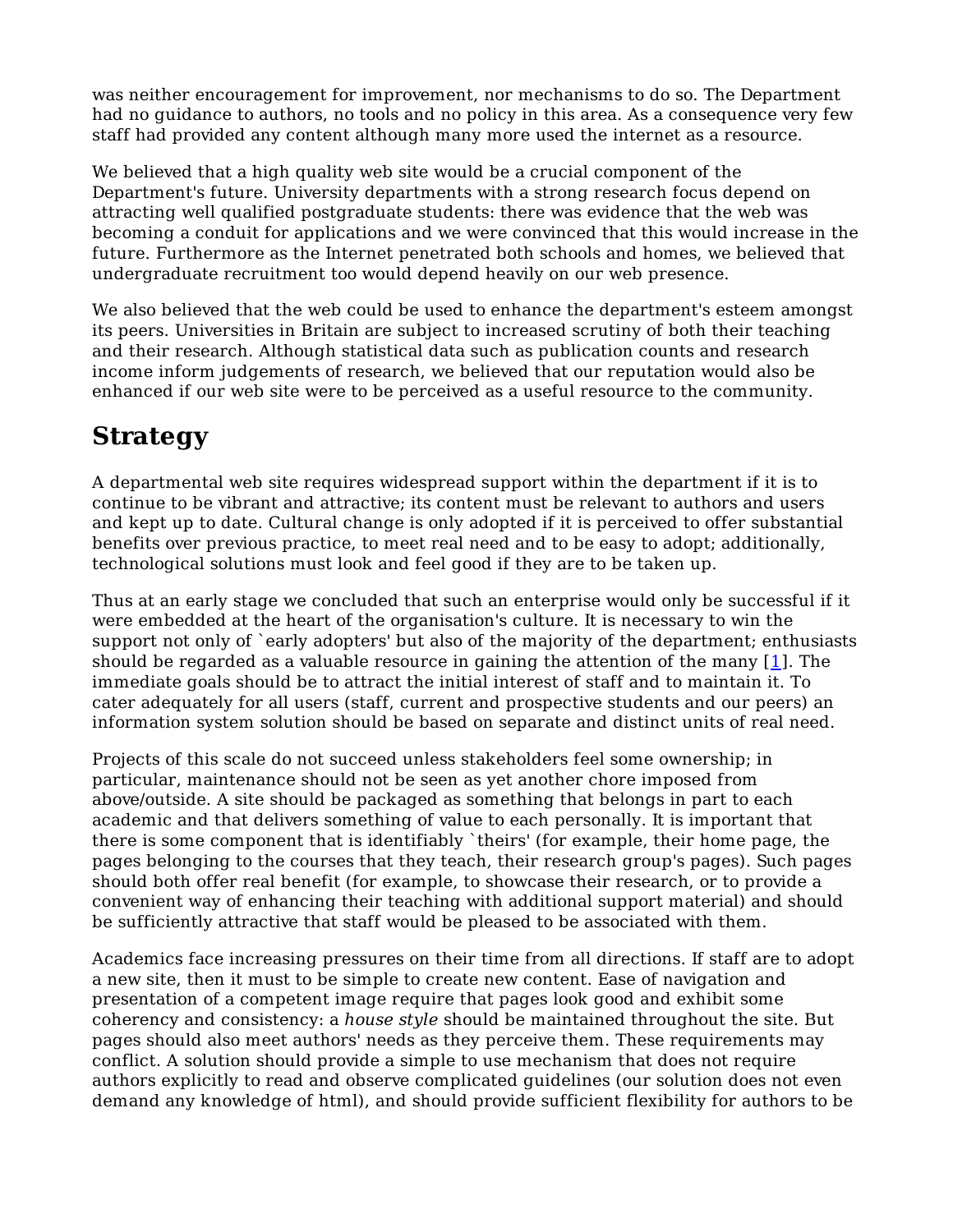was neither encouragement for improvement, nor mechanisms to do so. The Department had no guidance to authors, no tools and no policy in this area. As a consequence very few staff had provided any content although many more used the internet as a resource.

We believed that a high quality web site would be a crucial component of the Department's future. University departments with a strong research focus depend on attracting well qualified postgraduate students: there was evidence that the web was becoming a conduit for applications and we were convinced that this would increase in the future. Furthermore as the Internet penetrated both schools and homes, we believed that undergraduate recruitment too would depend heavily on our web presence.

We also believed that the web could be used to enhance the department's esteem amongst its peers. Universities in Britain are subject to increased scrutiny of both their teaching and their research. Although statistical data such as publication counts and research income inform judgements of research, we believed that our reputation would also be enhanced if our web site were to be perceived as a useful resource to the community.

## Strategy

A departmental web site requires widespread support within the department if it is to continue to be vibrant and attractive; its content must be relevant to authors and users and kept up to date. Cultural change is only adopted if it is perceived to offer substantial benefits over previous practice, to meet real need and to be easy to adopt; additionally, technological solutions must look and feel good if they are to be taken up.

Thus at an early stage we concluded that such an enterprise would only be successful if it were embedded at the heart of the organisation's culture. It is necessary to win the support not only of `early adopters' but also of the majority of the department; enthusiasts should be regarded as a valuable resource in gaining the attention of the many [1]. The immediate goals should be to attract the initial interest of staff and to maintain it. To cater adequately for all users (staff, current and prospective students and our peers) an information system solution should be based on separate and distinct units of real need.

Projects of this scale do not succeed unless stakeholders feel some ownership; in particular, maintenance should not be seen as yet another chore imposed from above/outside. A site should be packaged as something that belongs in part to each academic and that delivers something of value to each personally. It is important that there is some component that is identifiably `theirs' (for example, their home page, the pages belonging to the courses that they teach, their research group's pages). Such pages should both offer real benefit (for example, to showcase their research, or to provide a convenient way of enhancing their teaching with additional support material) and should be sufficiently attractive that staff would be pleased to be associated with them.

Academics face increasing pressures on their time from all directions. If staff are to adopt a new site, then it must to be simple to create new content. Ease of navigation and presentation of a competent image require that pages look good and exhibit some coherency and consistency: a *house style* should be maintained throughout the site. But pages should also meet authors' needs as they perceive them. These requirements may conflict. A solution should provide a simple to use mechanism that does not require authors explicitly to read and observe complicated guidelines (our solution does not even demand any knowledge of html), and should provide sufficient flexibility for authors to be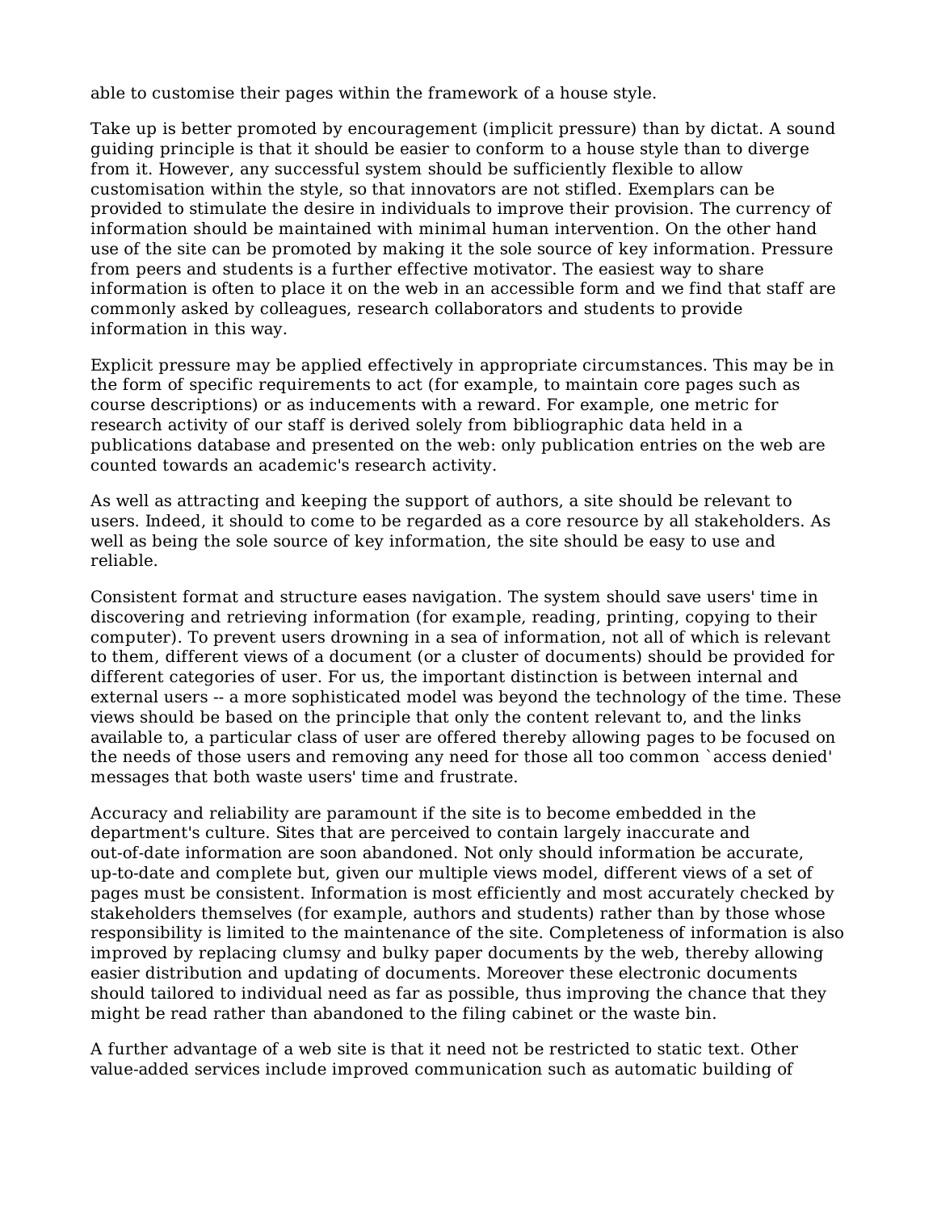able to customise their pages within the framework of a house style.

Take up is better promoted by encouragement (implicit pressure) than by dictat. A sound guiding principle is that it should be easier to conform to a house style than to diverge from it. However, any successful system should be sufficiently flexible to allow customisation within the style, so that innovators are not stifled. Exemplars can be provided to stimulate the desire in individuals to improve their provision. The currency of information should be maintained with minimal human intervention. On the other hand use of the site can be promoted by making it the sole source of key information. Pressure from peers and students is a further effective motivator. The easiest way to share information is often to place it on the web in an accessible form and we find that staff are commonly asked by colleagues, research collaborators and students to provide information in this way.

Explicit pressure may be applied effectively in appropriate circumstances. This may be in the form of specific requirements to act (for example, to maintain core pages such as course descriptions) or as inducements with a reward. For example, one metric for research activity of our staff is derived solely from bibliographic data held in a publications database and presented on the web: only publication entries on the web are counted towards an academic's research activity.

As well as attracting and keeping the support of authors, a site should be relevant to users. Indeed, it should to come to be regarded as a core resource by all stakeholders. As well as being the sole source of key information, the site should be easy to use and reliable.

Consistent format and structure eases navigation. The system should save users' time in discovering and retrieving information (for example, reading, printing, copying to their computer). To prevent users drowning in a sea of information, not all of which is relevant to them, different views of a document (or a cluster of documents) should be provided for different categories of user. For us, the important distinction is between internal and external users -- a more sophisticated model was beyond the technology of the time. These views should be based on the principle that only the content relevant to, and the links available to, a particular class of user are offered thereby allowing pages to be focused on the needs of those users and removing any need for those all too common `access denied' messages that both waste users' time and frustrate.

Accuracy and reliability are paramount if the site is to become embedded in the department's culture. Sites that are perceived to contain largely inaccurate and out-of-date information are soon abandoned. Not only should information be accurate, up-to-date and complete but, given our multiple views model, different views of a set of pages must be consistent. Information is most efficiently and most accurately checked by stakeholders themselves (for example, authors and students) rather than by those whose responsibility is limited to the maintenance of the site. Completeness of information is also improved by replacing clumsy and bulky paper documents by the web, thereby allowing easier distribution and updating of documents. Moreover these electronic documents should tailored to individual need as far as possible, thus improving the chance that they might be read rather than abandoned to the filing cabinet or the waste bin.

A further advantage of a web site is that it need not be restricted to static text. Other value-added services include improved communication such as automatic building of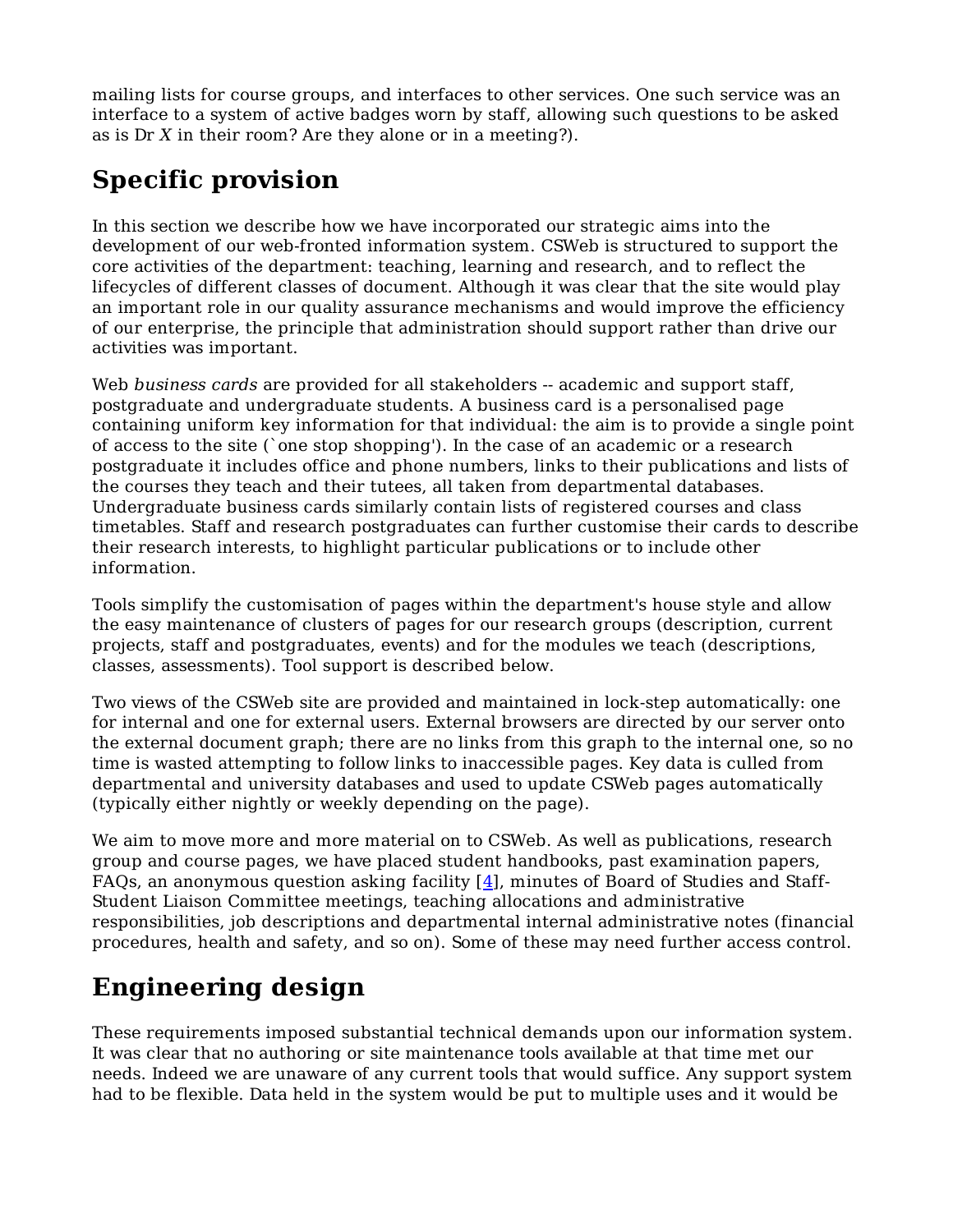mailing lists for course groups, and interfaces to other services. One such service was an interface to a system of active badges worn by staff, allowing such questions to be asked as is Dr *X* in their room? Are they alone or in a meeting?).

## Specific provision

In this section we describe how we have incorporated our strategic aims into the development of our web-fronted information system. CSWeb is structured to support the core activities of the department: teaching, learning and research, and to reflect the lifecycles of different classes of document. Although it was clear that the site would play an important role in our quality assurance mechanisms and would improve the efficiency of our enterprise, the principle that administration should support rather than drive our activities was important.

Web *business cards* are provided for all stakeholders -- academic and support staff, postgraduate and undergraduate students. A business card is a personalised page containing uniform key information for that individual: the aim is to provide a single point of access to the site (`one stop shopping'). In the case of an academic or a research postgraduate it includes office and phone numbers, links to their publications and lists of the courses they teach and their tutees, all taken from departmental databases. Undergraduate business cards similarly contain lists of registered courses and class timetables. Staff and research postgraduates can further customise their cards to describe their research interests, to highlight particular publications or to include other information.

Tools simplify the customisation of pages within the department's house style and allow the easy maintenance of clusters of pages for our research groups (description, current projects, staff and postgraduates, events) and for the modules we teach (descriptions, classes, assessments). Tool support is described below.

Two views of the CSWeb site are provided and maintained in lock-step automatically: one for internal and one for external users. External browsers are directed by our server onto the external document graph; there are no links from this graph to the internal one, so no time is wasted attempting to follow links to inaccessible pages. Key data is culled from departmental and university databases and used to update CSWeb pages automatically (typically either nightly or weekly depending on the page).

We aim to move more and more material on to CSWeb. As well as publications, research group and course pages, we have placed student handbooks, past examination papers, FAQs, an anonymous question asking facility [4], minutes of Board of Studies and Staff-Student Liaison Committee meetings, teaching allocations and administrative responsibilities, job descriptions and departmental internal administrative notes (financial procedures, health and safety, and so on). Some of these may need further access control.

## Engineering design

These requirements imposed substantial technical demands upon our information system. It was clear that no authoring or site maintenance tools available at that time met our needs. Indeed we are unaware of any current tools that would suffice. Any support system had to be flexible. Data held in the system would be put to multiple uses and it would be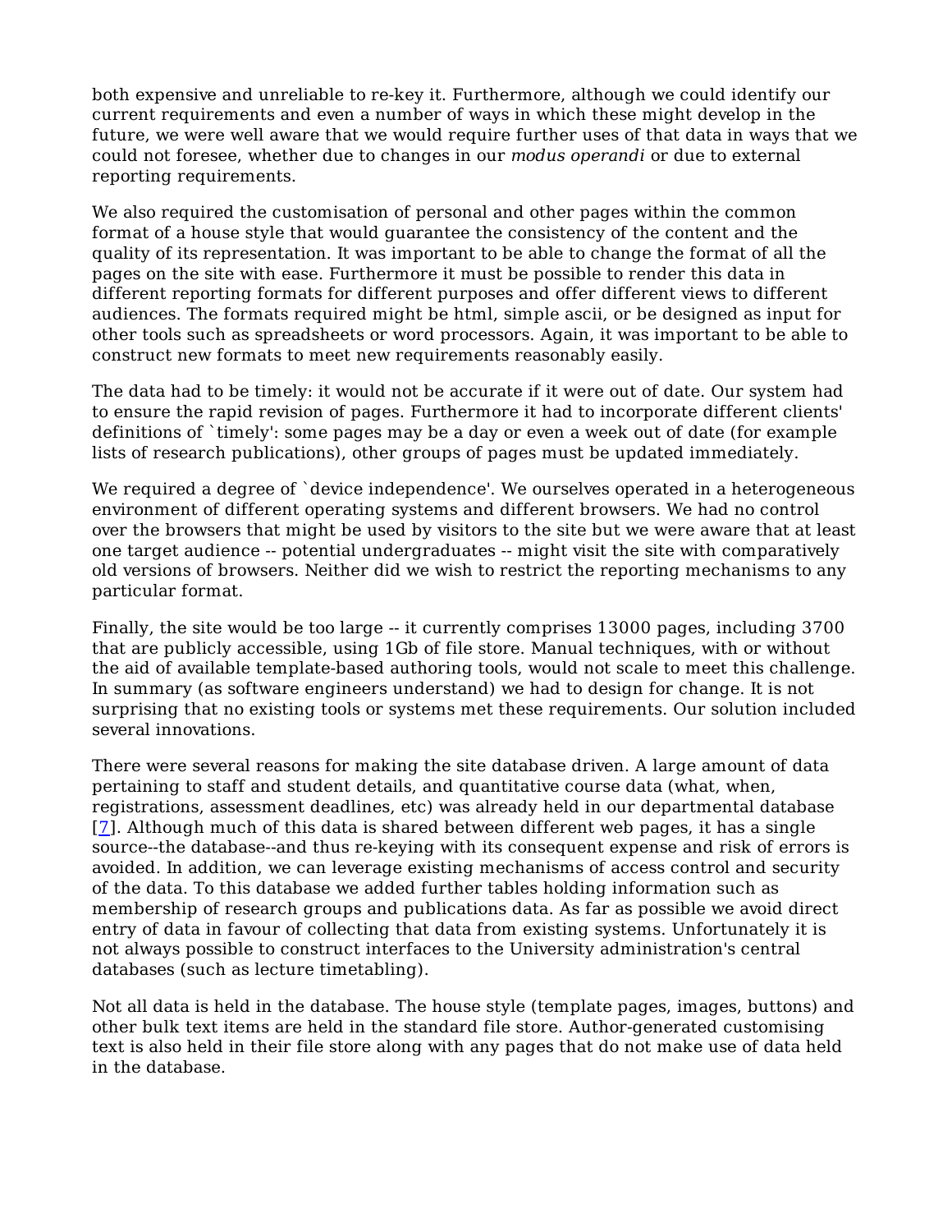both expensive and unreliable to re-key it. Furthermore, although we could identify our current requirements and even a number of ways in which these might develop in the future, we were well aware that we would require further uses of that data in ways that we could not foresee, whether due to changes in our *modus operandi* or due to external reporting requirements.

We also required the customisation of personal and other pages within the common format of a house style that would guarantee the consistency of the content and the quality of its representation. It was important to be able to change the format of all the pages on the site with ease. Furthermore it must be possible to render this data in different reporting formats for different purposes and offer different views to different audiences. The formats required might be html, simple ascii, or be designed as input for other tools such as spreadsheets or word processors. Again, it was important to be able to construct new formats to meet new requirements reasonably easily.

The data had to be timely: it would not be accurate if it were out of date. Our system had to ensure the rapid revision of pages. Furthermore it had to incorporate different clients' definitions of `timely': some pages may be a day or even a week out of date (for example lists of research publications), other groups of pages must be updated immediately.

We required a degree of `device independence'. We ourselves operated in a heterogeneous environment of different operating systems and different browsers. We had no control over the browsers that might be used by visitors to the site but we were aware that at least one target audience -- potential undergraduates -- might visit the site with comparatively old versions of browsers. Neither did we wish to restrict the reporting mechanisms to any particular format.

Finally, the site would be too large -- it currently comprises 13000 pages, including 3700 that are publicly accessible, using 1Gb of file store. Manual techniques, with or without the aid of available template-based authoring tools, would not scale to meet this challenge. In summary (as software engineers understand) we had to design for change. It is not surprising that no existing tools or systems met these requirements. Our solution included several innovations.

There were several reasons for making the site database driven. A large amount of data pertaining to staff and student details, and quantitative course data (what, when, registrations, assessment deadlines, etc) was already held in our departmental database [7]. Although much of this data is shared between different web pages, it has a single source--the database--and thus re-keying with its consequent expense and risk of errors is avoided. In addition, we can leverage existing mechanisms of access control and security of the data. To this database we added further tables holding information such as membership of research groups and publications data. As far as possible we avoid direct entry of data in favour of collecting that data from existing systems. Unfortunately it is not always possible to construct interfaces to the University administration's central databases (such as lecture timetabling).

Not all data is held in the database. The house style (template pages, images, buttons) and other bulk text items are held in the standard file store. Author-generated customising text is also held in their file store along with any pages that do not make use of data held in the database.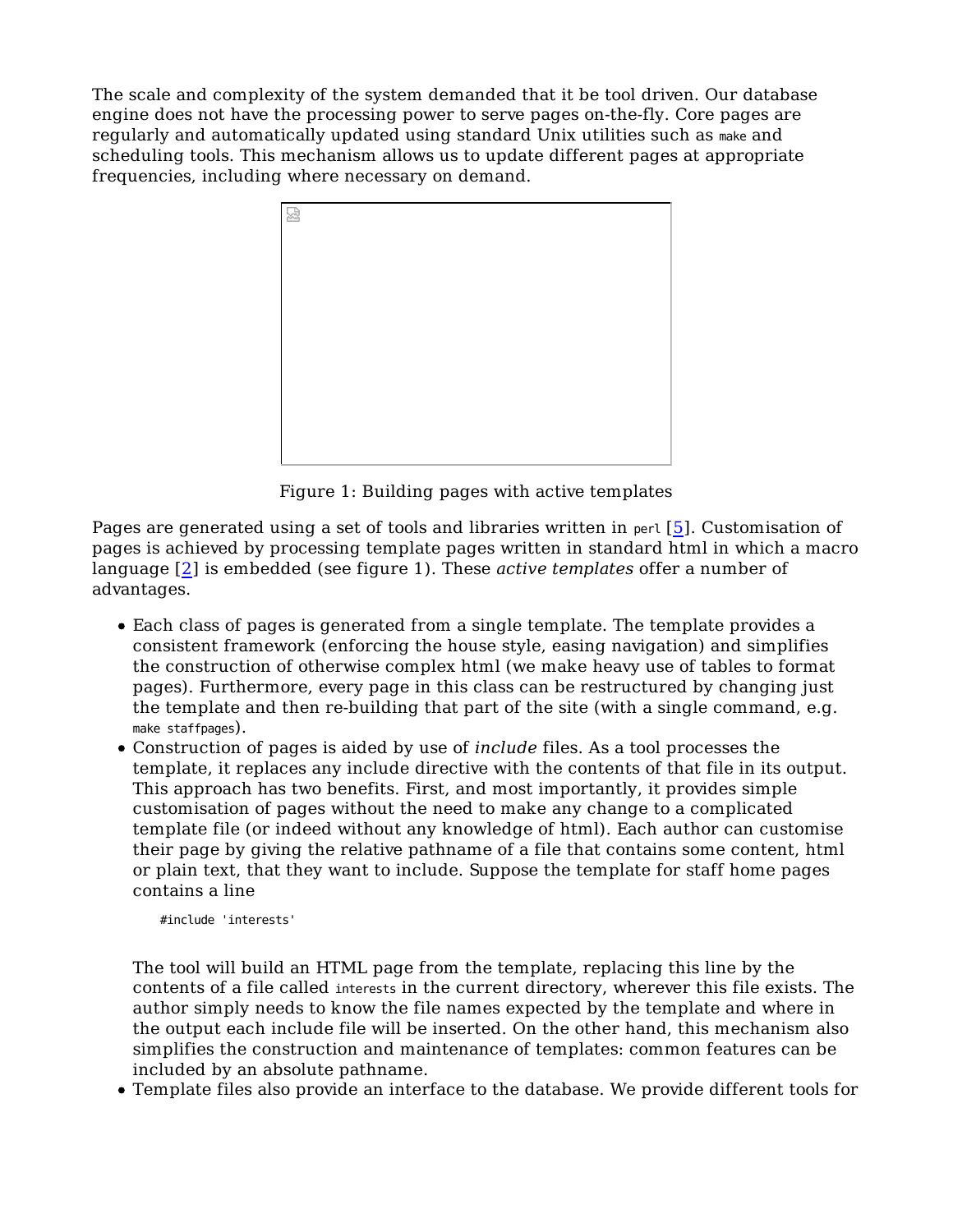The scale and complexity of the system demanded that it be tool driven. Our database engine does not have the processing power to serve pages on-the-fly. Core pages are regularly and automatically updated using standard Unix utilities such as `make` and scheduling tools. This mechanism allows us to update different pages at appropriate frequencies, including where necessary on demand.

Figure 1: Building pages with active templates

Pages are generated using a set of tools and libraries written in `perl` [5]. Customisation of pages is achieved by processing template pages written in standard html in which a macro language [2] is embedded (see figure 1). These *active templates* offer a number of advantages.

- Each class of pages is generated from a single template. The template provides a consistent framework (enforcing the house style, easing navigation) and simplifies the construction of otherwise complex html (we make heavy use of tables to format pages). Furthermore, every page in this class can be restructured by changing just the template and then re-building that part of the site (with a single command, e.g. `make staffpages`).
- Construction of pages is aided by use of *include* files. As a tool processes the template, it replaces any include directive with the contents of that file in its output. This approach has two benefits. First, and most importantly, it provides simple customisation of pages without the need to make any change to a complicated template file (or indeed without any knowledge of html). Each author can customise their page by giving the relative pathname of a file that contains some content, html or plain text, that they want to include. Suppose the template for staff home pages contains a line

  ```
  #include 'interests'
  ```

  The tool will build an HTML page from the template, replacing this line by the contents of a file called `interests` in the current directory, wherever this file exists. The author simply needs to know the file names expected by the template and where in the output each include file will be inserted. On the other hand, this mechanism also simplifies the construction and maintenance of templates: common features can be included by an absolute pathname.
- Template files also provide an interface to the database. We provide different tools for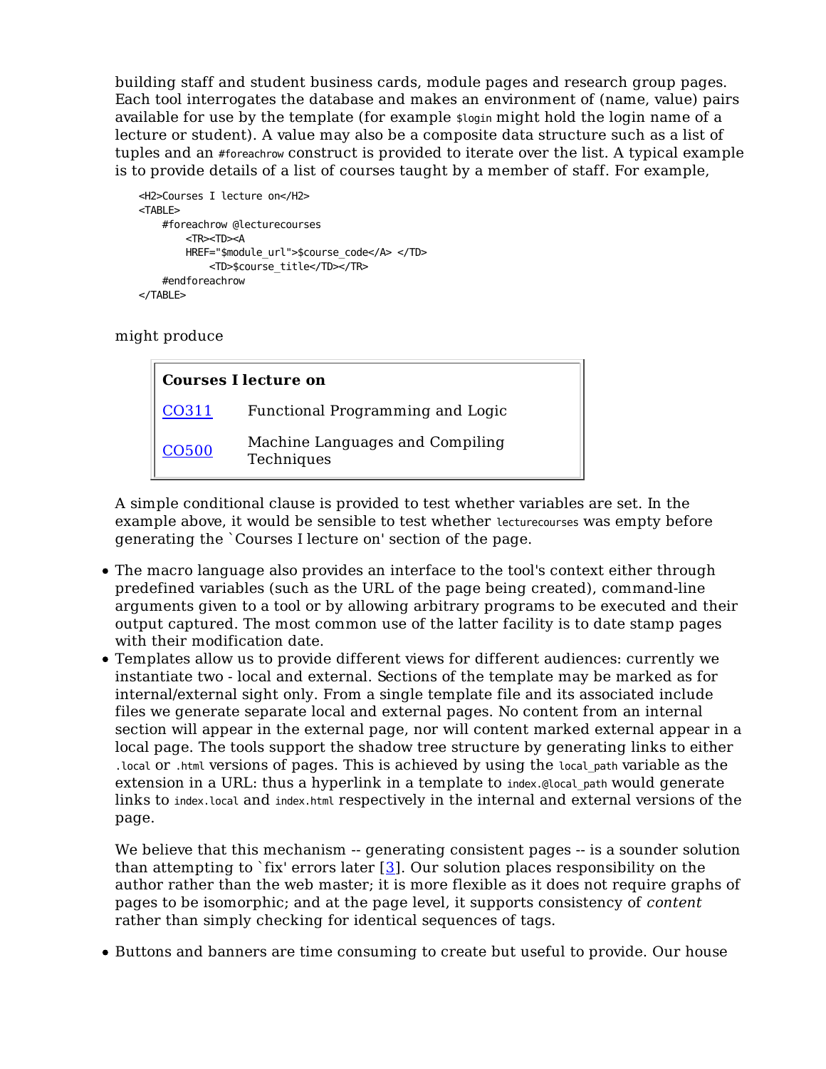building staff and student business cards, module pages and research group pages. Each tool interrogates the database and makes an environment of (name, value) pairs available for use by the template (for example `$login` might hold the login name of a lecture or student). A value may also be a composite data structure such as a list of tuples and an `#foreachrow` construct is provided to iterate over the list. A typical example is to provide details of a list of courses taught by a member of staff. For example,

```
<H2>Courses I lecture on</H2>
<TABLE>
    #foreachrow @lecturecourses
        <TR><TD><A
        HREF="$module_url">$course_code</A> </TD>
            <TD>$course_title</TD></TR>
    #endforeachrow
</TABLE>
```

might produce

**Courses I lecture on**

| | |
|---|---|
| CO311 | Functional Programming and Logic |
| CO500 | Machine Languages and Compiling Techniques |

A simple conditional clause is provided to test whether variables are set. In the example above, it would be sensible to test whether `lecturecourses` was empty before generating the `Courses I lecture on' section of the page.

- The macro language also provides an interface to the tool's context either through predefined variables (such as the URL of the page being created), command-line arguments given to a tool or by allowing arbitrary programs to be executed and their output captured. The most common use of the latter facility is to date stamp pages with their modification date.
- Templates allow us to provide different views for different audiences: currently we instantiate two - local and external. Sections of the template may be marked as for internal/external sight only. From a single template file and its associated include files we generate separate local and external pages. No content from an internal section will appear in the external page, nor will content marked external appear in a local page. The tools support the shadow tree structure by generating links to either `.local` or `.html` versions of pages. This is achieved by using the `local_path` variable as the extension in a URL: thus a hyperlink in a template to `index.@local_path` would generate links to `index.local` and `index.html` respectively in the internal and external versions of the page.

  We believe that this mechanism -- generating consistent pages -- is a sounder solution than attempting to `fix' errors later [3]. Our solution places responsibility on the author rather than the web master; it is more flexible as it does not require graphs of pages to be isomorphic; and at the page level, it supports consistency of *content* rather than simply checking for identical sequences of tags.

- Buttons and banners are time consuming to create but useful to provide. Our house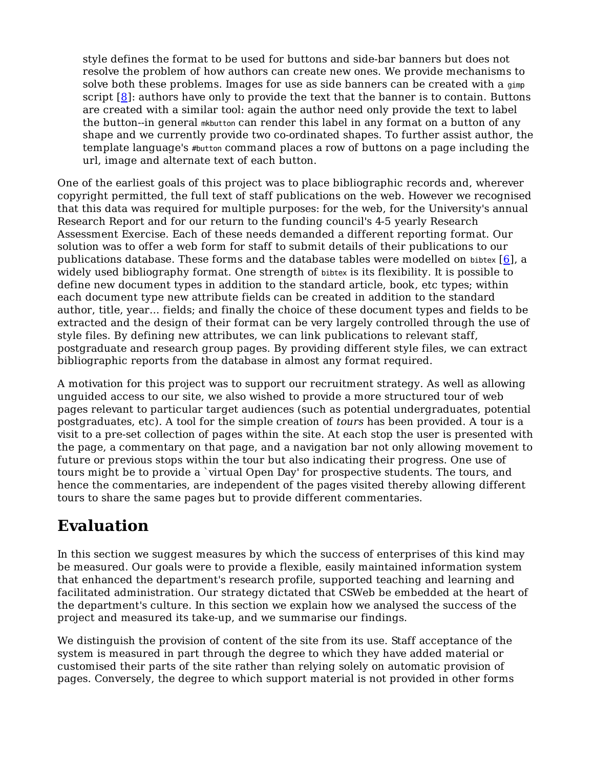style defines the format to be used for buttons and side-bar banners but does not resolve the problem of how authors can create new ones. We provide mechanisms to solve both these problems. Images for use as side banners can be created with a `gimp` script [8]: authors have only to provide the text that the banner is to contain. Buttons are created with a similar tool: again the author need only provide the text to label the button--in general `mkbutton` can render this label in any format on a button of any shape and we currently provide two co-ordinated shapes. To further assist author, the template language's `#button` command places a row of buttons on a page including the url, image and alternate text of each button.

One of the earliest goals of this project was to place bibliographic records and, wherever copyright permitted, the full text of staff publications on the web. However we recognised that this data was required for multiple purposes: for the web, for the University's annual Research Report and for our return to the funding council's 4-5 yearly Research Assessment Exercise. Each of these needs demanded a different reporting format. Our solution was to offer a web form for staff to submit details of their publications to our publications database. These forms and the database tables were modelled on `bibtex` [6], a widely used bibliography format. One strength of `bibtex` is its flexibility. It is possible to define new document types in addition to the standard article, book, etc types; within each document type new attribute fields can be created in addition to the standard author, title, year... fields; and finally the choice of these document types and fields to be extracted and the design of their format can be very largely controlled through the use of style files. By defining new attributes, we can link publications to relevant staff, postgraduate and research group pages. By providing different style files, we can extract bibliographic reports from the database in almost any format required.

A motivation for this project was to support our recruitment strategy. As well as allowing unguided access to our site, we also wished to provide a more structured tour of web pages relevant to particular target audiences (such as potential undergraduates, potential postgraduates, etc). A tool for the simple creation of *tours* has been provided. A tour is a visit to a pre-set collection of pages within the site. At each stop the user is presented with the page, a commentary on that page, and a navigation bar not only allowing movement to future or previous stops within the tour but also indicating their progress. One use of tours might be to provide a `virtual Open Day' for prospective students. The tours, and hence the commentaries, are independent of the pages visited thereby allowing different tours to share the same pages but to provide different commentaries.

## Evaluation

In this section we suggest measures by which the success of enterprises of this kind may be measured. Our goals were to provide a flexible, easily maintained information system that enhanced the department's research profile, supported teaching and learning and facilitated administration. Our strategy dictated that CSWeb be embedded at the heart of the department's culture. In this section we explain how we analysed the success of the project and measured its take-up, and we summarise our findings.

We distinguish the provision of content of the site from its use. Staff acceptance of the system is measured in part through the degree to which they have added material or customised their parts of the site rather than relying solely on automatic provision of pages. Conversely, the degree to which support material is not provided in other forms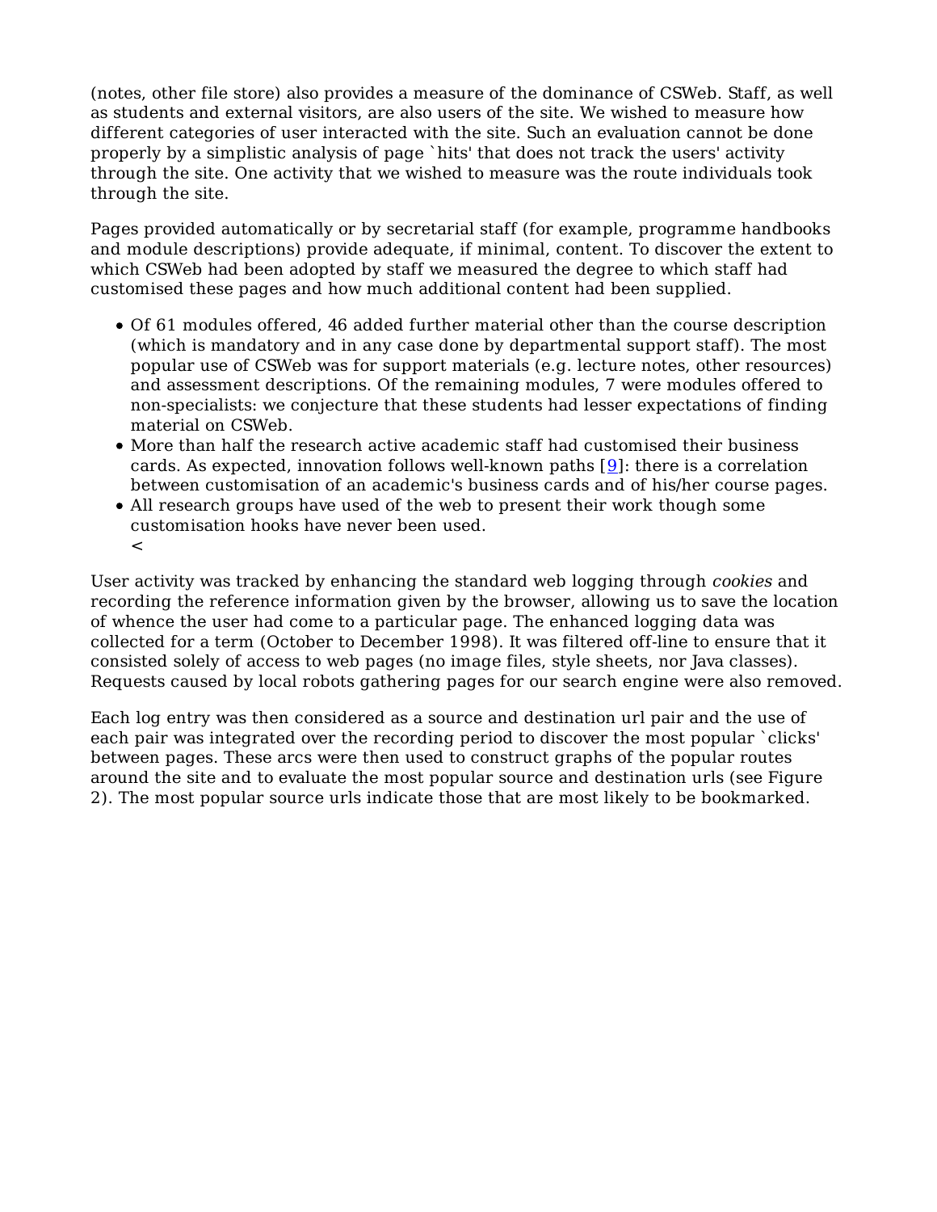(notes, other file store) also provides a measure of the dominance of CSWeb. Staff, as well as students and external visitors, are also users of the site. We wished to measure how different categories of user interacted with the site. Such an evaluation cannot be done properly by a simplistic analysis of page `hits' that does not track the users' activity through the site. One activity that we wished to measure was the route individuals took through the site.

Pages provided automatically or by secretarial staff (for example, programme handbooks and module descriptions) provide adequate, if minimal, content. To discover the extent to which CSWeb had been adopted by staff we measured the degree to which staff had customised these pages and how much additional content had been supplied.

- Of 61 modules offered, 46 added further material other than the course description (which is mandatory and in any case done by departmental support staff). The most popular use of CSWeb was for support materials (e.g. lecture notes, other resources) and assessment descriptions. Of the remaining modules, 7 were modules offered to non-specialists: we conjecture that these students had lesser expectations of finding material on CSWeb.
- More than half the research active academic staff had customised their business cards. As expected, innovation follows well-known paths [9]: there is a correlation between customisation of an academic's business cards and of his/her course pages.
- All research groups have used of the web to present their work though some customisation hooks have never been used.
<

User activity was tracked by enhancing the standard web logging through *cookies* and recording the reference information given by the browser, allowing us to save the location of whence the user had come to a particular page. The enhanced logging data was collected for a term (October to December 1998). It was filtered off-line to ensure that it consisted solely of access to web pages (no image files, style sheets, nor Java classes). Requests caused by local robots gathering pages for our search engine were also removed.

Each log entry was then considered as a source and destination url pair and the use of each pair was integrated over the recording period to discover the most popular `clicks' between pages. These arcs were then used to construct graphs of the popular routes around the site and to evaluate the most popular source and destination urls (see Figure 2). The most popular source urls indicate those that are most likely to be bookmarked.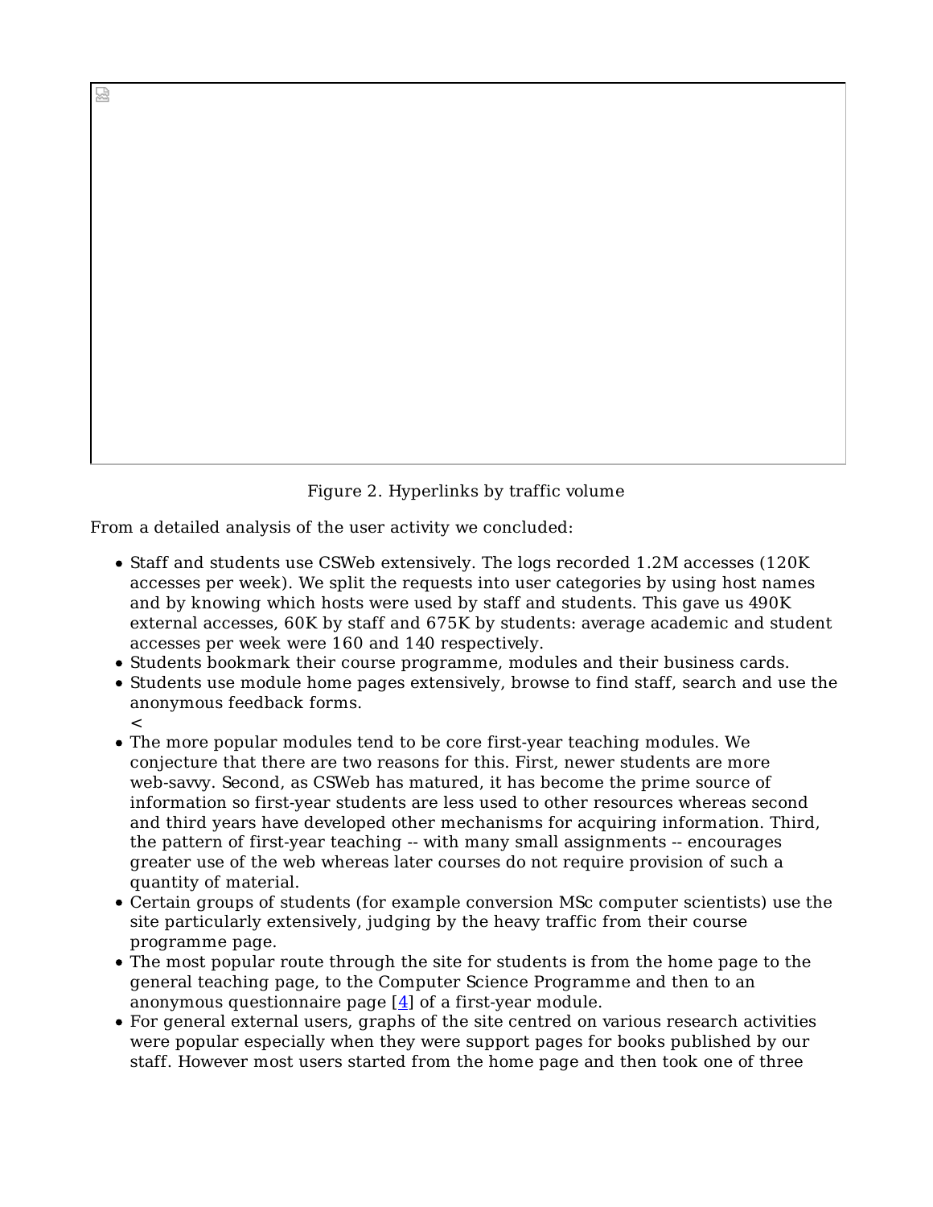Figure 2. Hyperlinks by traffic volume

From a detailed analysis of the user activity we concluded:

- Staff and students use CSWeb extensively. The logs recorded 1.2M accesses (120K accesses per week). We split the requests into user categories by using host names and by knowing which hosts were used by staff and students. This gave us 490K external accesses, 60K by staff and 675K by students: average academic and student accesses per week were 160 and 140 respectively.
- Students bookmark their course programme, modules and their business cards.
- Students use module home pages extensively, browse to find staff, search and use the anonymous feedback forms.
  <
- The more popular modules tend to be core first-year teaching modules. We conjecture that there are two reasons for this. First, newer students are more web-savvy. Second, as CSWeb has matured, it has become the prime source of information so first-year students are less used to other resources whereas second and third years have developed other mechanisms for acquiring information. Third, the pattern of first-year teaching -- with many small assignments -- encourages greater use of the web whereas later courses do not require provision of such a quantity of material.
- Certain groups of students (for example conversion MSc computer scientists) use the site particularly extensively, judging by the heavy traffic from their course programme page.
- The most popular route through the site for students is from the home page to the general teaching page, to the Computer Science Programme and then to an anonymous questionnaire page [4] of a first-year module.
- For general external users, graphs of the site centred on various research activities were popular especially when they were support pages for books published by our staff. However most users started from the home page and then took one of three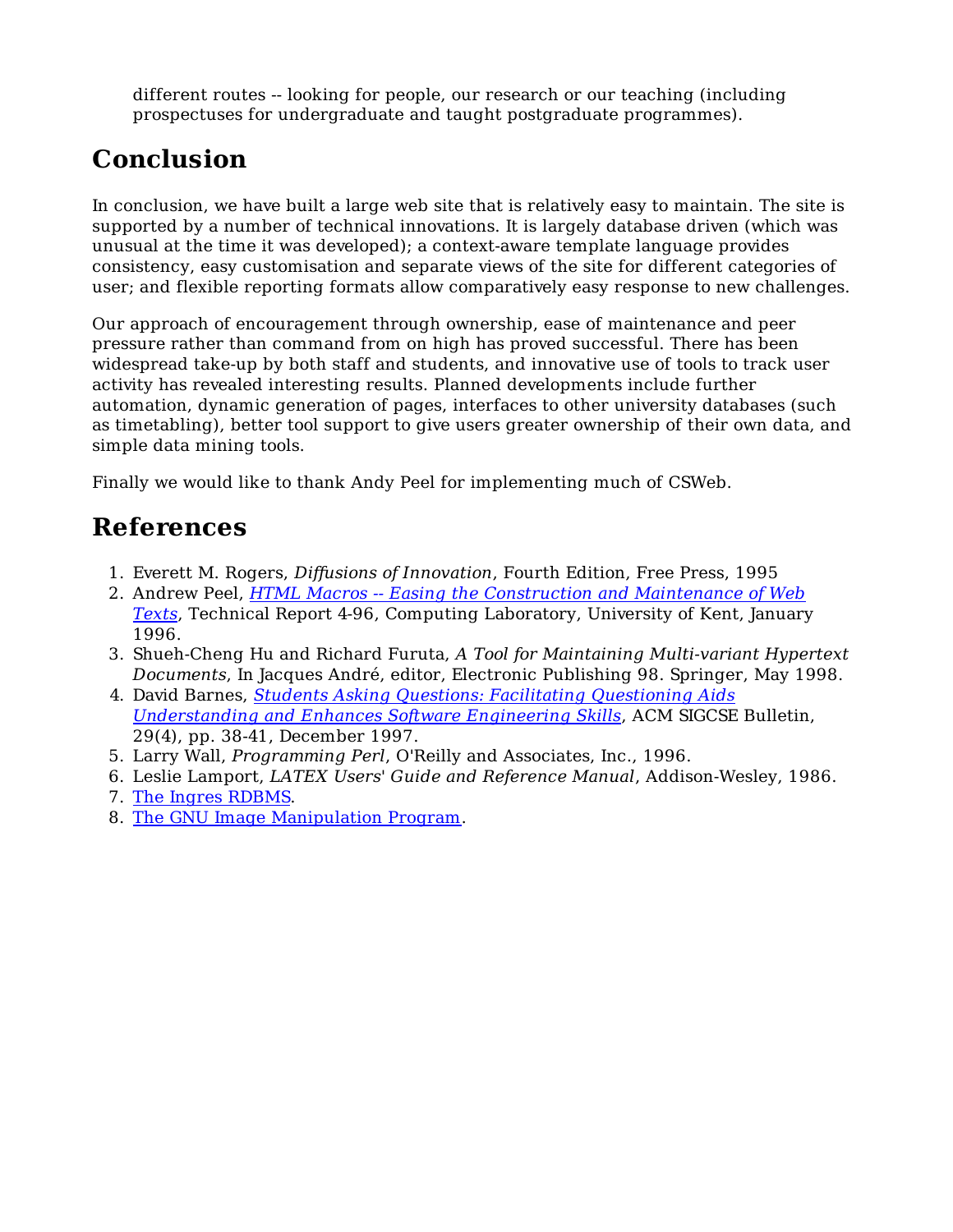different routes -- looking for people, our research or our teaching (including prospectuses for undergraduate and taught postgraduate programmes).

## Conclusion

In conclusion, we have built a large web site that is relatively easy to maintain. The site is supported by a number of technical innovations. It is largely database driven (which was unusual at the time it was developed); a context-aware template language provides consistency, easy customisation and separate views of the site for different categories of user; and flexible reporting formats allow comparatively easy response to new challenges.

Our approach of encouragement through ownership, ease of maintenance and peer pressure rather than command from on high has proved successful. There has been widespread take-up by both staff and students, and innovative use of tools to track user activity has revealed interesting results. Planned developments include further automation, dynamic generation of pages, interfaces to other university databases (such as timetabling), better tool support to give users greater ownership of their own data, and simple data mining tools.

Finally we would like to thank Andy Peel for implementing much of CSWeb.

## References

1. Everett M. Rogers, *Diffusions of Innovation*, Fourth Edition, Free Press, 1995
2. Andrew Peel, *HTML Macros -- Easing the Construction and Maintenance of Web Texts*, Technical Report 4-96, Computing Laboratory, University of Kent, January 1996.
3. Shueh-Cheng Hu and Richard Furuta, *A Tool for Maintaining Multi-variant Hypertext Documents*, In Jacques André, editor, Electronic Publishing 98. Springer, May 1998.
4. David Barnes, *Students Asking Questions: Facilitating Questioning Aids Understanding and Enhances Software Engineering Skills*, ACM SIGCSE Bulletin, 29(4), pp. 38-41, December 1997.
5. Larry Wall, *Programming Perl*, O'Reilly and Associates, Inc., 1996.
6. Leslie Lamport, *LATEX Users' Guide and Reference Manual*, Addison-Wesley, 1986.
7. The Ingres RDBMS.
8. The GNU Image Manipulation Program.